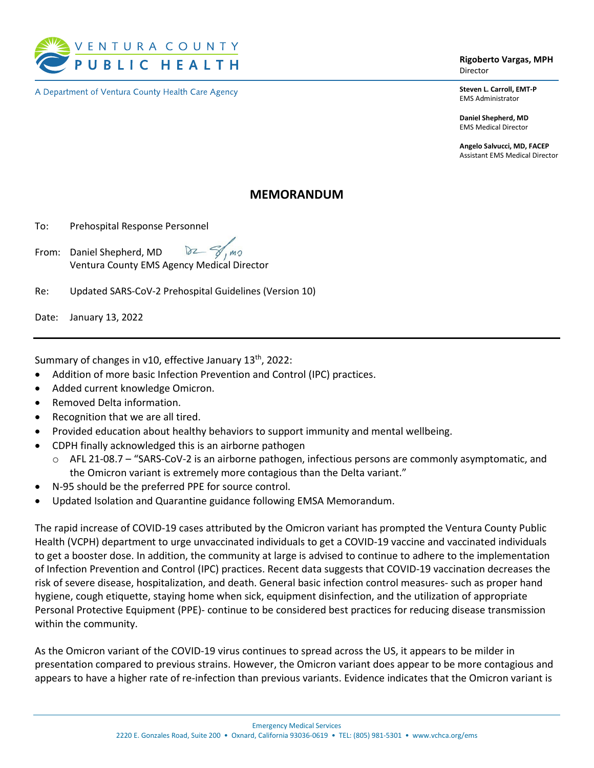VENTURA COUNTY
PUBLIC HEALTH

A Department of Ventura County Health Care Agency

**Rigoberto Vargas, MPH**
Director

**Steven L. Carroll, EMT-P**
EMS Administrator

**Daniel Shepherd, MD**
EMS Medical Director

**Angelo Salvucci, MD, FACEP**
Assistant EMS Medical Director

# MEMORANDUM

To: Prehospital Response Personnel

From: Daniel Shepherd, MD
Ventura County EMS Agency Medical Director

Re: Updated SARS-CoV-2 Prehospital Guidelines (Version 10)

Date: January 13, 2022

---

Summary of changes in v10, effective January 13th, 2022:

- Addition of more basic Infection Prevention and Control (IPC) practices.
- Added current knowledge Omicron.
- Removed Delta information.
- Recognition that we are all tired.
- Provided education about healthy behaviors to support immunity and mental wellbeing.
- CDPH finally acknowledged this is an airborne pathogen
  - AFL 21-08.7 – "SARS-CoV-2 is an airborne pathogen, infectious persons are commonly asymptomatic, and the Omicron variant is extremely more contagious than the Delta variant."
- N-95 should be the preferred PPE for source control.
- Updated Isolation and Quarantine guidance following EMSA Memorandum.

The rapid increase of COVID-19 cases attributed by the Omicron variant has prompted the Ventura County Public Health (VCPH) department to urge unvaccinated individuals to get a COVID-19 vaccine and vaccinated individuals to get a booster dose. In addition, the community at large is advised to continue to adhere to the implementation of Infection Prevention and Control (IPC) practices. Recent data suggests that COVID-19 vaccination decreases the risk of severe disease, hospitalization, and death. General basic infection control measures- such as proper hand hygiene, cough etiquette, staying home when sick, equipment disinfection, and the utilization of appropriate Personal Protective Equipment (PPE)- continue to be considered best practices for reducing disease transmission within the community.

As the Omicron variant of the COVID-19 virus continues to spread across the US, it appears to be milder in presentation compared to previous strains. However, the Omicron variant does appear to be more contagious and appears to have a higher rate of re-infection than previous variants. Evidence indicates that the Omicron variant is

Emergency Medical Services
2220 E. Gonzales Road, Suite 200 • Oxnard, California 93036-0619 • TEL: (805) 981-5301 • www.vchca.org/ems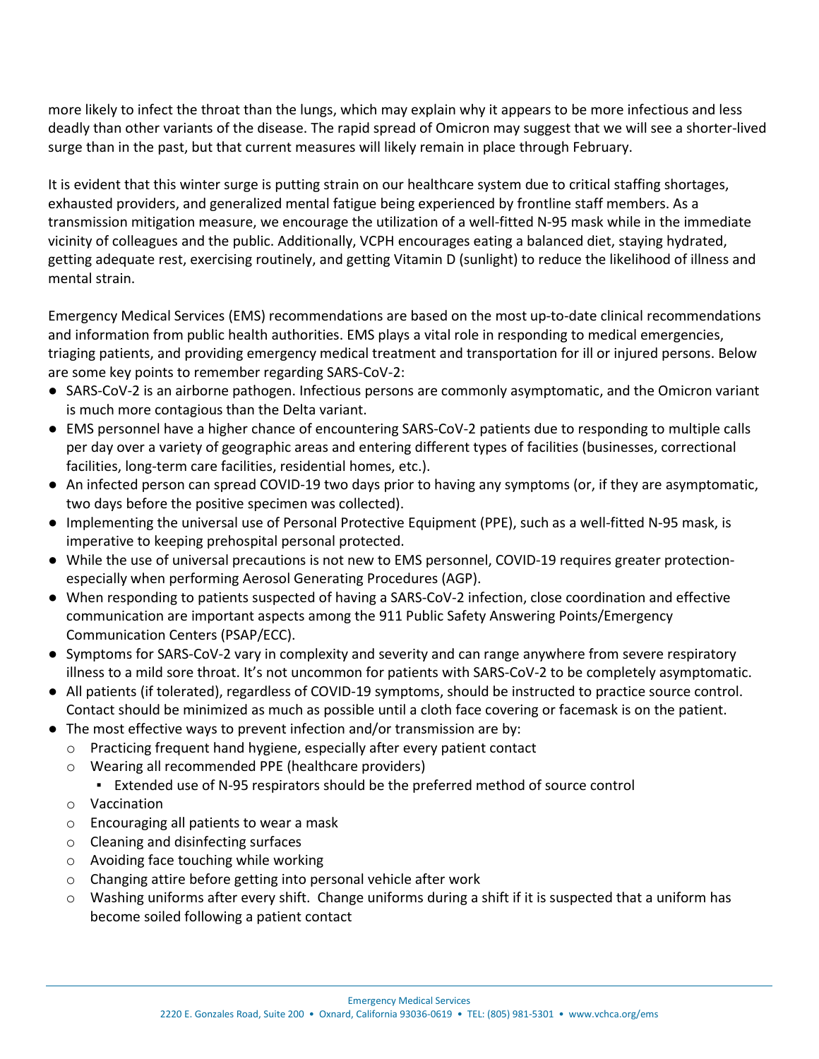more likely to infect the throat than the lungs, which may explain why it appears to be more infectious and less deadly than other variants of the disease. The rapid spread of Omicron may suggest that we will see a shorter-lived surge than in the past, but that current measures will likely remain in place through February.

It is evident that this winter surge is putting strain on our healthcare system due to critical staffing shortages, exhausted providers, and generalized mental fatigue being experienced by frontline staff members. As a transmission mitigation measure, we encourage the utilization of a well-fitted N-95 mask while in the immediate vicinity of colleagues and the public. Additionally, VCPH encourages eating a balanced diet, staying hydrated, getting adequate rest, exercising routinely, and getting Vitamin D (sunlight) to reduce the likelihood of illness and mental strain.

Emergency Medical Services (EMS) recommendations are based on the most up-to-date clinical recommendations and information from public health authorities. EMS plays a vital role in responding to medical emergencies, triaging patients, and providing emergency medical treatment and transportation for ill or injured persons. Below are some key points to remember regarding SARS-CoV-2:

- SARS-CoV-2 is an airborne pathogen. Infectious persons are commonly asymptomatic, and the Omicron variant is much more contagious than the Delta variant.
- EMS personnel have a higher chance of encountering SARS-CoV-2 patients due to responding to multiple calls per day over a variety of geographic areas and entering different types of facilities (businesses, correctional facilities, long-term care facilities, residential homes, etc.).
- An infected person can spread COVID-19 two days prior to having any symptoms (or, if they are asymptomatic, two days before the positive specimen was collected).
- Implementing the universal use of Personal Protective Equipment (PPE), such as a well-fitted N-95 mask, is imperative to keeping prehospital personal protected.
- While the use of universal precautions is not new to EMS personnel, COVID-19 requires greater protection-especially when performing Aerosol Generating Procedures (AGP).
- When responding to patients suspected of having a SARS-CoV-2 infection, close coordination and effective communication are important aspects among the 911 Public Safety Answering Points/Emergency Communication Centers (PSAP/ECC).
- Symptoms for SARS-CoV-2 vary in complexity and severity and can range anywhere from severe respiratory illness to a mild sore throat. It's not uncommon for patients with SARS-CoV-2 to be completely asymptomatic.
- All patients (if tolerated), regardless of COVID-19 symptoms, should be instructed to practice source control. Contact should be minimized as much as possible until a cloth face covering or facemask is on the patient.
- The most effective ways to prevent infection and/or transmission are by:
  - Practicing frequent hand hygiene, especially after every patient contact
  - Wearing all recommended PPE (healthcare providers)
    - Extended use of N-95 respirators should be the preferred method of source control
  - Vaccination
  - Encouraging all patients to wear a mask
  - Cleaning and disinfecting surfaces
  - Avoiding face touching while working
  - Changing attire before getting into personal vehicle after work
  - Washing uniforms after every shift. Change uniforms during a shift if it is suspected that a uniform has become soiled following a patient contact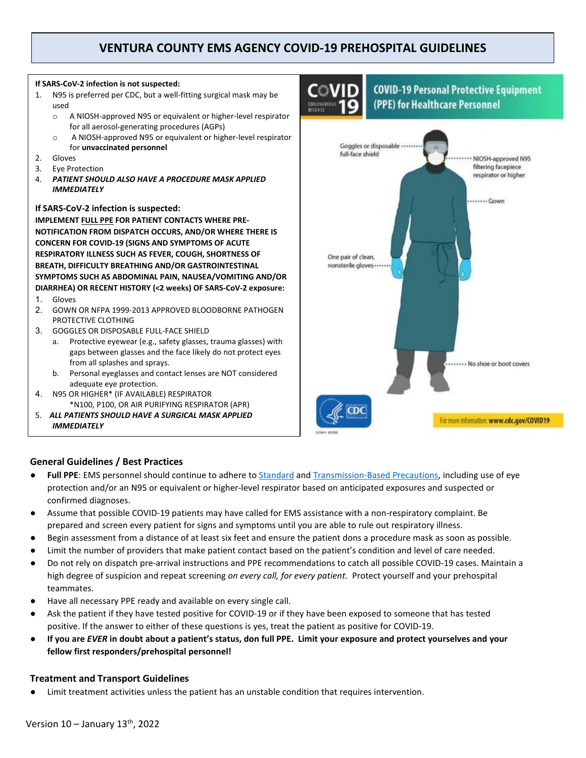# VENTURA COUNTY EMS AGENCY COVID-19 PREHOSPITAL GUIDELINES

**If SARS-CoV-2 infection is not suspected:**

1. N95 is preferred per CDC, but a well-fitting surgical mask may be used
   - A NIOSH-approved N95 or equivalent or higher-level respirator for all aerosol-generating procedures (AGPs)
   - A NIOSH-approved N95 or equivalent or higher-level respirator for **unvaccinated personnel**
2. Gloves
3. Eye Protection
4. ***PATIENT SHOULD ALSO HAVE A PROCEDURE MASK APPLIED IMMEDIATELY***

**If SARS-CoV-2 infection is suspected:**

**IMPLEMENT <u>FULL PPE</u> FOR PATIENT CONTACTS WHERE PRE-NOTIFICATION FROM DISPATCH OCCURS, AND/OR WHERE THERE IS CONCERN FOR COVID-19 (SIGNS AND SYMPTOMS OF ACUTE RESPIRATORY ILLNESS SUCH AS FEVER, COUGH, SHORTNESS OF BREATH, DIFFICULTY BREATHING AND/OR GASTROINTESTINAL SYMPTOMS SUCH AS ABDOMINAL PAIN, NAUSEA/VOMITING AND/OR DIARRHEA) OR RECENT HISTORY (<2 weeks) OF SARS-CoV-2 exposure:**

1. Gloves
2. GOWN OR NFPA 1999-2013 APPROVED BLOODBORNE PATHOGEN PROTECTIVE CLOTHING
3. GOGGLES OR DISPOSABLE FULL-FACE SHIELD
   a. Protective eyewear (e.g., safety glasses, trauma glasses) with gaps between glasses and the face likely do not protect eyes from all splashes and sprays.
   b. Personal eyeglasses and contact lenses are NOT considered adequate eye protection.
4. N95 OR HIGHER* (IF AVAILABLE) RESPIRATOR
   *N100, P100, OR AIR PURIFYING RESPIRATOR (APR)
5. ***ALL PATIENTS SHOULD HAVE A SURGICAL MASK APPLIED IMMEDIATELY***

COVID 19 CORONAVIRUS DISEASE

COVID-19 Personal Protective Equipment (PPE) for Healthcare Personnel

Goggles or disposable full-face shield

NIOSH-approved N95 filtering facepiece respirator or higher

Gown

One pair of clean, nonsterile gloves

No shoe or boot covers

CDC

For more information: www.cdc.gov/COVID19

## General Guidelines / Best Practices

- **Full PPE**: EMS personnel should continue to adhere to Standard and Transmission-Based Precautions, including use of eye protection and/or an N95 or equivalent or higher-level respirator based on anticipated exposures and suspected or confirmed diagnoses.
- Assume that possible COVID-19 patients may have called for EMS assistance with a non-respiratory complaint. Be prepared and screen every patient for signs and symptoms until you are able to rule out respiratory illness.
- Begin assessment from a distance of at least six feet and ensure the patient dons a procedure mask as soon as possible.
- Limit the number of providers that make patient contact based on the patient's condition and level of care needed.
- Do not rely on dispatch pre-arrival instructions and PPE recommendations to catch all possible COVID-19 cases. Maintain a high degree of suspicion and repeat screening *on every call, for every patient*. Protect yourself and your prehospital teammates.
- Have all necessary PPE ready and available on every single call.
- Ask the patient if they have tested positive for COVID-19 or if they have been exposed to someone that has tested positive. If the answer to either of these questions is yes, treat the patient as positive for COVID-19.
- **If you are *EVER* in doubt about a patient's status, don full PPE. Limit your exposure and protect yourselves and your fellow first responders/prehospital personnel!**

## Treatment and Transport Guidelines

- Limit treatment activities unless the patient has an unstable condition that requires intervention.

Version 10 – January 13th, 2022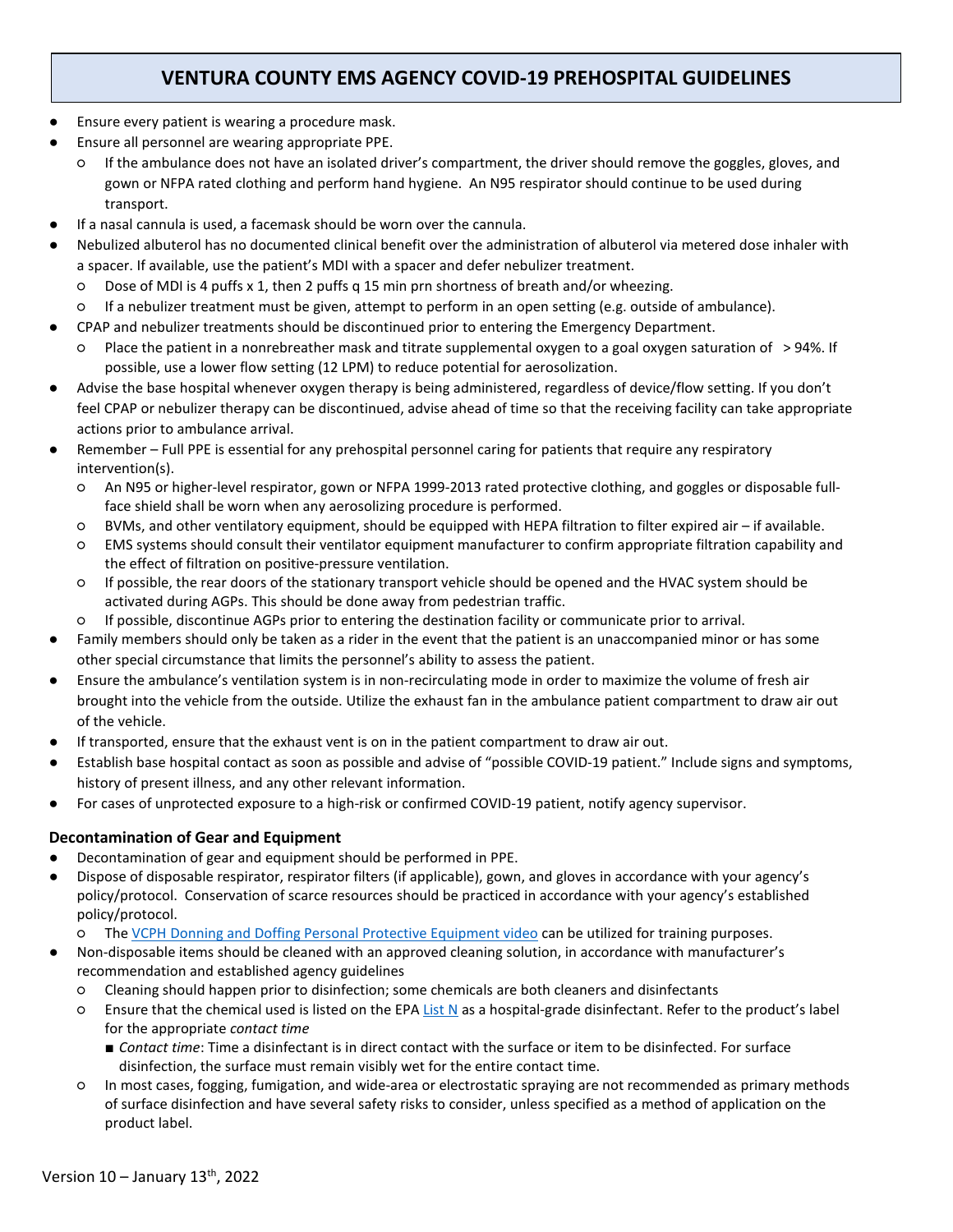- Ensure every patient is wearing a procedure mask.
- Ensure all personnel are wearing appropriate PPE.
  - If the ambulance does not have an isolated driver's compartment, the driver should remove the goggles, gloves, and gown or NFPA rated clothing and perform hand hygiene. An N95 respirator should continue to be used during transport.
- If a nasal cannula is used, a facemask should be worn over the cannula.
- Nebulized albuterol has no documented clinical benefit over the administration of albuterol via metered dose inhaler with a spacer. If available, use the patient's MDI with a spacer and defer nebulizer treatment.
  - Dose of MDI is 4 puffs x 1, then 2 puffs q 15 min prn shortness of breath and/or wheezing.
  - If a nebulizer treatment must be given, attempt to perform in an open setting (e.g. outside of ambulance).
- CPAP and nebulizer treatments should be discontinued prior to entering the Emergency Department.
  - Place the patient in a nonrebreather mask and titrate supplemental oxygen to a goal oxygen saturation of > 94%. If possible, use a lower flow setting (12 LPM) to reduce potential for aerosolization.
- Advise the base hospital whenever oxygen therapy is being administered, regardless of device/flow setting. If you don't feel CPAP or nebulizer therapy can be discontinued, advise ahead of time so that the receiving facility can take appropriate actions prior to ambulance arrival.
- Remember – Full PPE is essential for any prehospital personnel caring for patients that require any respiratory intervention(s).
  - An N95 or higher-level respirator, gown or NFPA 1999-2013 rated protective clothing, and goggles or disposable full-face shield shall be worn when any aerosolizing procedure is performed.
  - BVMs, and other ventilatory equipment, should be equipped with HEPA filtration to filter expired air – if available.
  - EMS systems should consult their ventilator equipment manufacturer to confirm appropriate filtration capability and the effect of filtration on positive-pressure ventilation.
  - If possible, the rear doors of the stationary transport vehicle should be opened and the HVAC system should be activated during AGPs. This should be done away from pedestrian traffic.
  - If possible, discontinue AGPs prior to entering the destination facility or communicate prior to arrival.
- Family members should only be taken as a rider in the event that the patient is an unaccompanied minor or has some other special circumstance that limits the personnel's ability to assess the patient.
- Ensure the ambulance's ventilation system is in non-recirculating mode in order to maximize the volume of fresh air brought into the vehicle from the outside. Utilize the exhaust fan in the ambulance patient compartment to draw air out of the vehicle.
- If transported, ensure that the exhaust vent is on in the patient compartment to draw air out.
- Establish base hospital contact as soon as possible and advise of "possible COVID-19 patient." Include signs and symptoms, history of present illness, and any other relevant information.
- For cases of unprotected exposure to a high-risk or confirmed COVID-19 patient, notify agency supervisor.

### Decontamination of Gear and Equipment

- Decontamination of gear and equipment should be performed in PPE.
- Dispose of disposable respirator, respirator filters (if applicable), gown, and gloves in accordance with your agency's policy/protocol. Conservation of scarce resources should be practiced in accordance with your agency's established policy/protocol.
  - The VCPH Donning and Doffing Personal Protective Equipment video can be utilized for training purposes.
- Non-disposable items should be cleaned with an approved cleaning solution, in accordance with manufacturer's recommendation and established agency guidelines
  - Cleaning should happen prior to disinfection; some chemicals are both cleaners and disinfectants
  - Ensure that the chemical used is listed on the EPA List N as a hospital-grade disinfectant. Refer to the product's label for the appropriate *contact time*
    - *Contact time*: Time a disinfectant is in direct contact with the surface or item to be disinfected. For surface disinfection, the surface must remain visibly wet for the entire contact time.
  - In most cases, fogging, fumigation, and wide-area or electrostatic spraying are not recommended as primary methods of surface disinfection and have several safety risks to consider, unless specified as a method of application on the product label.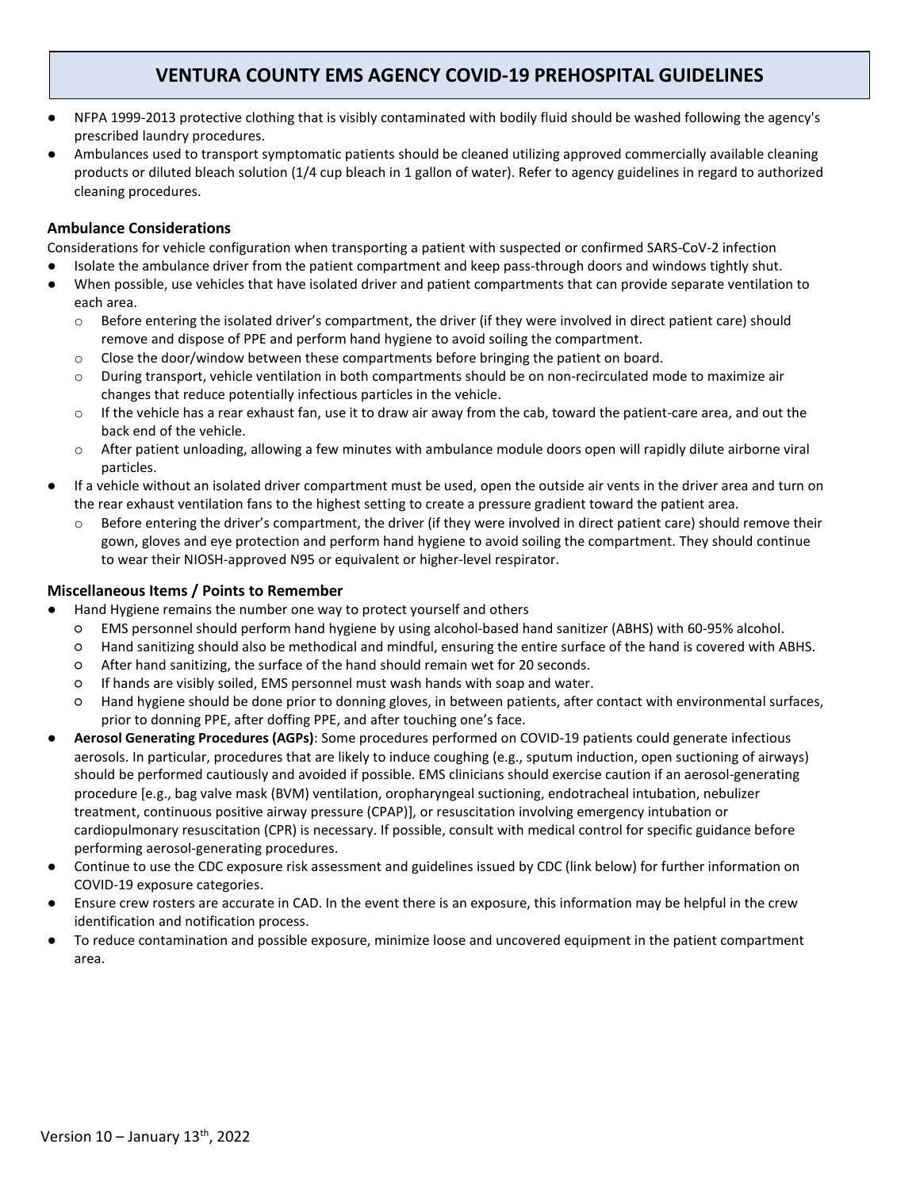- NFPA 1999-2013 protective clothing that is visibly contaminated with bodily fluid should be washed following the agency's prescribed laundry procedures.
- Ambulances used to transport symptomatic patients should be cleaned utilizing approved commercially available cleaning products or diluted bleach solution (1/4 cup bleach in 1 gallon of water). Refer to agency guidelines in regard to authorized cleaning procedures.

### Ambulance Considerations

Considerations for vehicle configuration when transporting a patient with suspected or confirmed SARS-CoV-2 infection

- Isolate the ambulance driver from the patient compartment and keep pass-through doors and windows tightly shut.
- When possible, use vehicles that have isolated driver and patient compartments that can provide separate ventilation to each area.
  - Before entering the isolated driver's compartment, the driver (if they were involved in direct patient care) should remove and dispose of PPE and perform hand hygiene to avoid soiling the compartment.
  - Close the door/window between these compartments before bringing the patient on board.
  - During transport, vehicle ventilation in both compartments should be on non-recirculated mode to maximize air changes that reduce potentially infectious particles in the vehicle.
  - If the vehicle has a rear exhaust fan, use it to draw air away from the cab, toward the patient-care area, and out the back end of the vehicle.
  - After patient unloading, allowing a few minutes with ambulance module doors open will rapidly dilute airborne viral particles.
- If a vehicle without an isolated driver compartment must be used, open the outside air vents in the driver area and turn on the rear exhaust ventilation fans to the highest setting to create a pressure gradient toward the patient area.
  - Before entering the driver's compartment, the driver (if they were involved in direct patient care) should remove their gown, gloves and eye protection and perform hand hygiene to avoid soiling the compartment. They should continue to wear their NIOSH-approved N95 or equivalent or higher-level respirator.

### Miscellaneous Items / Points to Remember

- Hand Hygiene remains the number one way to protect yourself and others
  - EMS personnel should perform hand hygiene by using alcohol-based hand sanitizer (ABHS) with 60-95% alcohol.
  - Hand sanitizing should also be methodical and mindful, ensuring the entire surface of the hand is covered with ABHS.
  - After hand sanitizing, the surface of the hand should remain wet for 20 seconds.
  - If hands are visibly soiled, EMS personnel must wash hands with soap and water.
  - Hand hygiene should be done prior to donning gloves, in between patients, after contact with environmental surfaces, prior to donning PPE, after doffing PPE, and after touching one's face.
- **Aerosol Generating Procedures (AGPs)**: Some procedures performed on COVID-19 patients could generate infectious aerosols. In particular, procedures that are likely to induce coughing (e.g., sputum induction, open suctioning of airways) should be performed cautiously and avoided if possible. EMS clinicians should exercise caution if an aerosol-generating procedure [e.g., bag valve mask (BVM) ventilation, oropharyngeal suctioning, endotracheal intubation, nebulizer treatment, continuous positive airway pressure (CPAP)], or resuscitation involving emergency intubation or cardiopulmonary resuscitation (CPR) is necessary. If possible, consult with medical control for specific guidance before performing aerosol-generating procedures.
- Continue to use the CDC exposure risk assessment and guidelines issued by CDC (link below) for further information on COVID-19 exposure categories.
- Ensure crew rosters are accurate in CAD. In the event there is an exposure, this information may be helpful in the crew identification and notification process.
- To reduce contamination and possible exposure, minimize loose and uncovered equipment in the patient compartment area.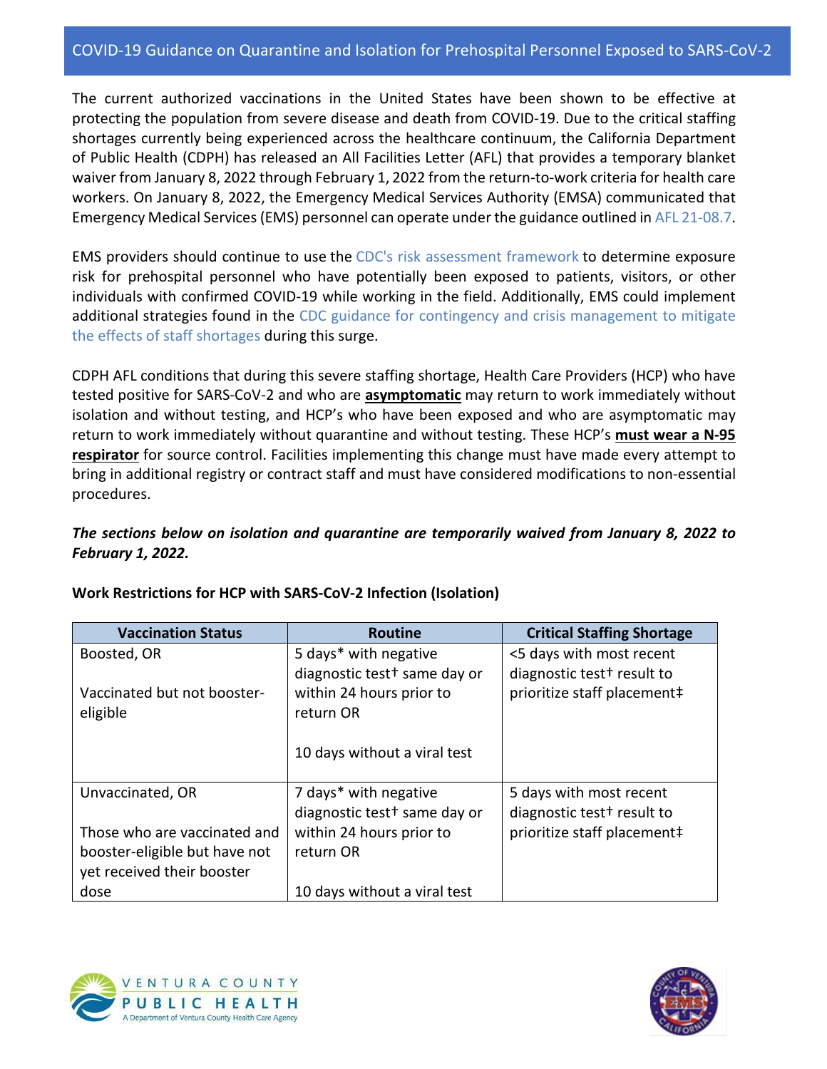# COVID-19 Guidance on Quarantine and Isolation for Prehospital Personnel Exposed to SARS-CoV-2

The current authorized vaccinations in the United States have been shown to be effective at protecting the population from severe disease and death from COVID-19. Due to the critical staffing shortages currently being experienced across the healthcare continuum, the California Department of Public Health (CDPH) has released an All Facilities Letter (AFL) that provides a temporary blanket waiver from January 8, 2022 through February 1, 2022 from the return-to-work criteria for health care workers. On January 8, 2022, the Emergency Medical Services Authority (EMSA) communicated that Emergency Medical Services (EMS) personnel can operate under the guidance outlined in AFL 21-08.7.

EMS providers should continue to use the CDC's risk assessment framework to determine exposure risk for prehospital personnel who have potentially been exposed to patients, visitors, or other individuals with confirmed COVID-19 while working in the field. Additionally, EMS could implement additional strategies found in the CDC guidance for contingency and crisis management to mitigate the effects of staff shortages during this surge.

CDPH AFL conditions that during this severe staffing shortage, Health Care Providers (HCP) who have tested positive for SARS-CoV-2 and who are **asymptomatic** may return to work immediately without isolation and without testing, and HCP's who have been exposed and who are asymptomatic may return to work immediately without quarantine and without testing. These HCP's **must wear a N-95 respirator** for source control. Facilities implementing this change must have made every attempt to bring in additional registry or contract staff and must have considered modifications to non-essential procedures.

***The sections below on isolation and quarantine are temporarily waived from January 8, 2022 to February 1, 2022.***

**Work Restrictions for HCP with SARS-CoV-2 Infection (Isolation)**

| Vaccination Status | Routine | Critical Staffing Shortage |
|---|---|---|
| Boosted, OR<br><br>Vaccinated but not booster-eligible | 5 days* with negative diagnostic test† same day or within 24 hours prior to return OR<br><br>10 days without a viral test | <5 days with most recent diagnostic test† result to prioritize staff placement‡ |
| Unvaccinated, OR<br><br>Those who are vaccinated and booster-eligible but have not yet received their booster dose | 7 days* with negative diagnostic test† same day or within 24 hours prior to return OR<br><br>10 days without a viral test | 5 days with most recent diagnostic test† result to prioritize staff placement‡ |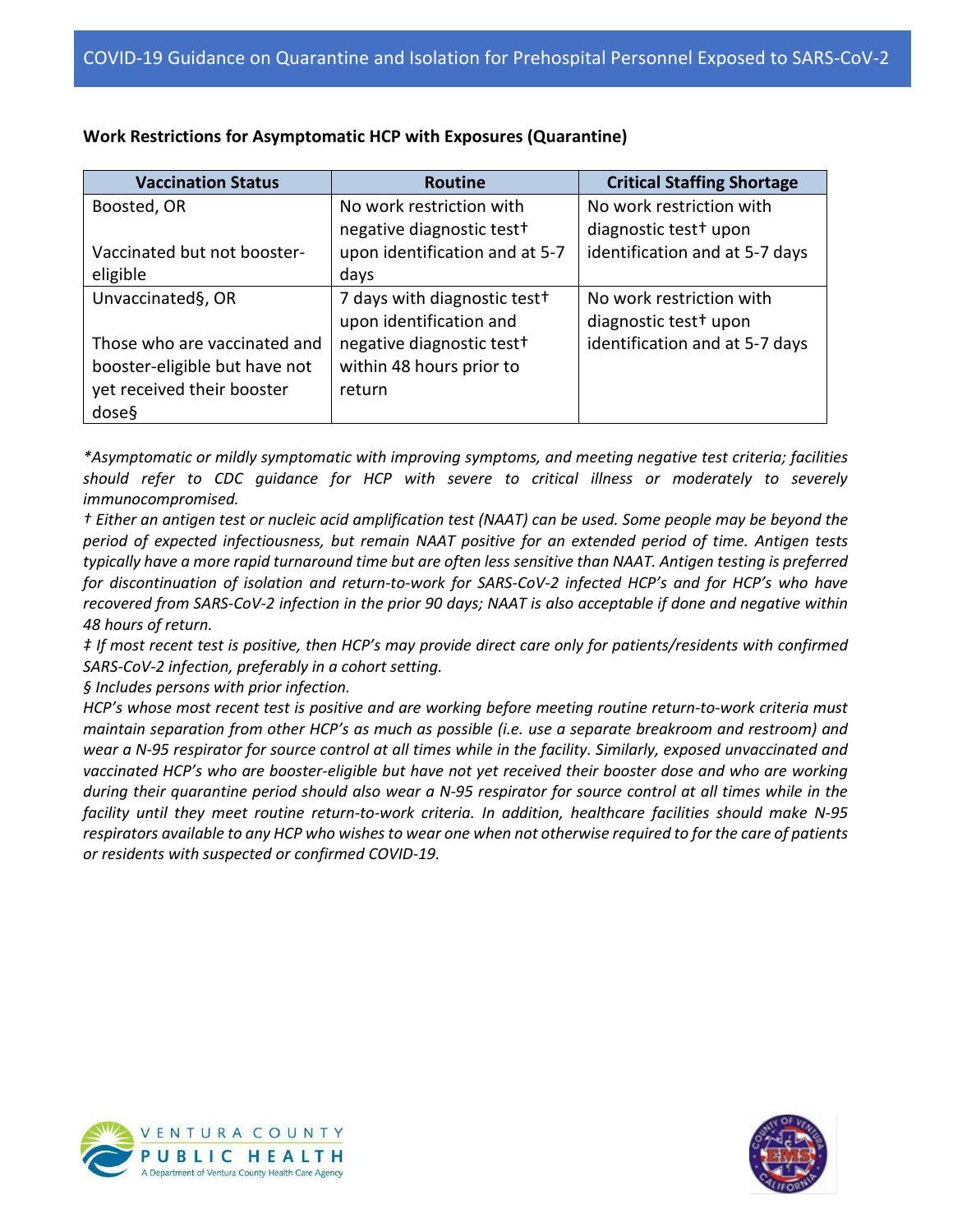**Work Restrictions for Asymptomatic HCP with Exposures (Quarantine)**

| Vaccination Status | Routine | Critical Staffing Shortage |
|---|---|---|
| Boosted, OR<br><br>Vaccinated but not booster-eligible | No work restriction with negative diagnostic test† upon identification and at 5-7 days | No work restriction with diagnostic test† upon identification and at 5-7 days |
| Unvaccinated§, OR<br><br>Those who are vaccinated and booster-eligible but have not yet received their booster dose§ | 7 days with diagnostic test† upon identification and negative diagnostic test† within 48 hours prior to return | No work restriction with diagnostic test† upon identification and at 5-7 days |

*\*Asymptomatic or mildly symptomatic with improving symptoms, and meeting negative test criteria; facilities should refer to CDC guidance for HCP with severe to critical illness or moderately to severely immunocompromised.*

*† Either an antigen test or nucleic acid amplification test (NAAT) can be used. Some people may be beyond the period of expected infectiousness, but remain NAAT positive for an extended period of time. Antigen tests typically have a more rapid turnaround time but are often less sensitive than NAAT. Antigen testing is preferred for discontinuation of isolation and return-to-work for SARS-CoV-2 infected HCP's and for HCP's who have recovered from SARS-CoV-2 infection in the prior 90 days; NAAT is also acceptable if done and negative within 48 hours of return.*

*‡ If most recent test is positive, then HCP's may provide direct care only for patients/residents with confirmed SARS-CoV-2 infection, preferably in a cohort setting.*

*§ Includes persons with prior infection.*

*HCP's whose most recent test is positive and are working before meeting routine return-to-work criteria must maintain separation from other HCP's as much as possible (i.e. use a separate breakroom and restroom) and wear a N-95 respirator for source control at all times while in the facility. Similarly, exposed unvaccinated and vaccinated HCP's who are booster-eligible but have not yet received their booster dose and who are working during their quarantine period should also wear a N-95 respirator for source control at all times while in the facility until they meet routine return-to-work criteria. In addition, healthcare facilities should make N-95 respirators available to any HCP who wishes to wear one when not otherwise required to for the care of patients or residents with suspected or confirmed COVID-19.*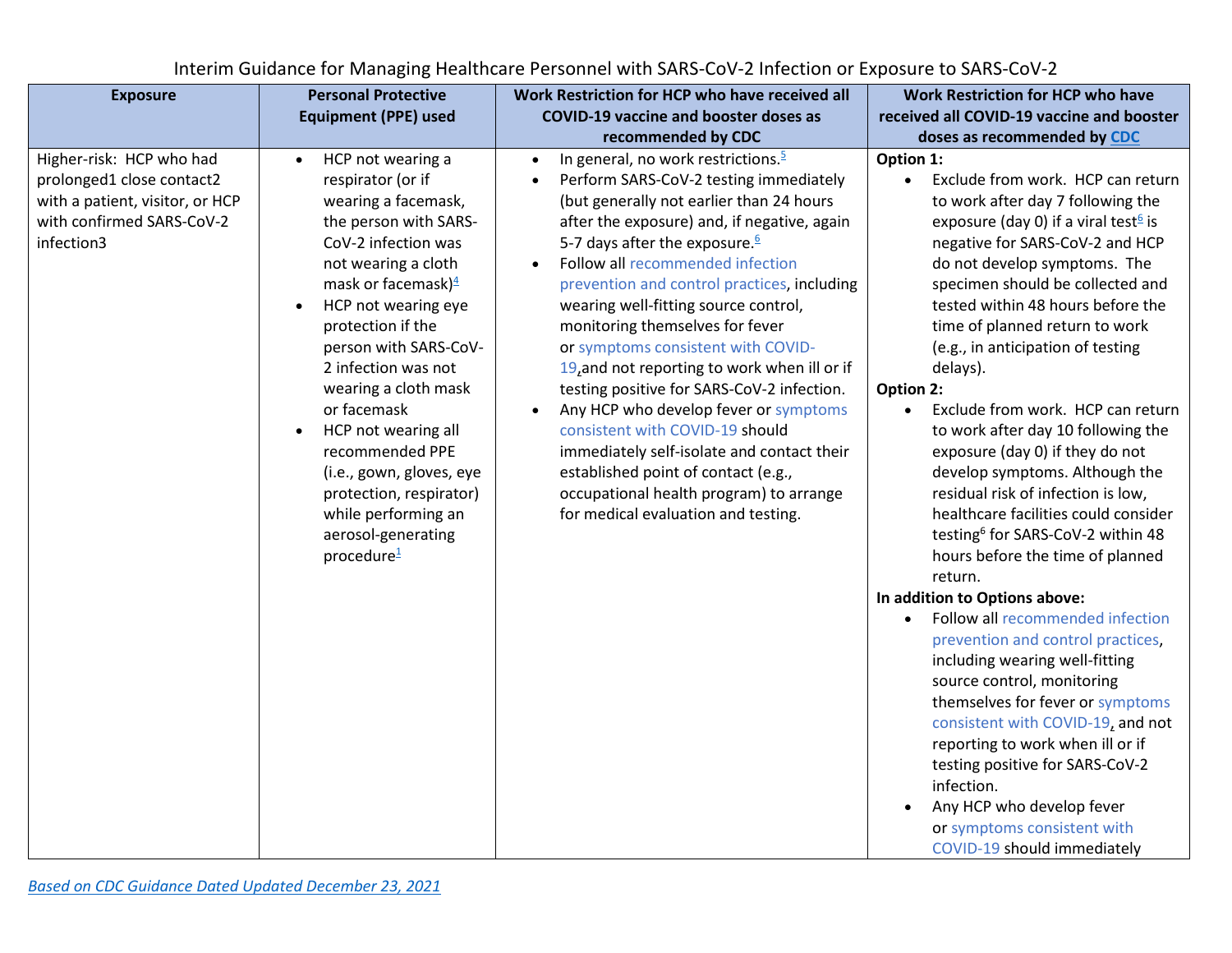Interim Guidance for Managing Healthcare Personnel with SARS-CoV-2 Infection or Exposure to SARS-CoV-2

| Exposure | Personal Protective Equipment (PPE) used | Work Restriction for HCP who have received all COVID-19 vaccine and booster doses as recommended by CDC | Work Restriction for HCP who have received all COVID-19 vaccine and booster doses as recommended by CDC |
|---|---|---|---|
| Higher-risk: HCP who had prolonged1 close contact2 with a patient, visitor, or HCP with confirmed SARS-CoV-2 infection3 | • HCP not wearing a respirator (or if wearing a facemask, the person with SARS-CoV-2 infection was not wearing a cloth mask or facemask)[4]<br>• HCP not wearing eye protection if the person with SARS-CoV-2 infection was not wearing a cloth mask or facemask<br>• HCP not wearing all recommended PPE (i.e., gown, gloves, eye protection, respirator) while performing an aerosol-generating procedure[1] | • In general, no work restrictions.[5]<br>• Perform SARS-CoV-2 testing immediately (but generally not earlier than 24 hours after the exposure) and, if negative, again 5-7 days after the exposure.[6]<br>• Follow all recommended infection prevention and control practices, including wearing well-fitting source control, monitoring themselves for fever or symptoms consistent with COVID-19, and not reporting to work when ill or if testing positive for SARS-CoV-2 infection.<br>• Any HCP who develop fever or symptoms consistent with COVID-19 should immediately self-isolate and contact their established point of contact (e.g., occupational health program) to arrange for medical evaluation and testing. | **Option 1:**<br>• Exclude from work. HCP can return to work after day 7 following the exposure (day 0) if a viral test[6] is negative for SARS-CoV-2 and HCP do not develop symptoms. The specimen should be collected and tested within 48 hours before the time of planned return to work (e.g., in anticipation of testing delays).<br>**Option 2:**<br>• Exclude from work. HCP can return to work after day 10 following the exposure (day 0) if they do not develop symptoms. Although the residual risk of infection is low, healthcare facilities could consider testing[6] for SARS-CoV-2 within 48 hours before the time of planned return.<br>**In addition to Options above:**<br>• Follow all recommended infection prevention and control practices, including wearing well-fitting source control, monitoring themselves for fever or symptoms consistent with COVID-19, and not reporting to work when ill or if testing positive for SARS-CoV-2 infection.<br>• Any HCP who develop fever or symptoms consistent with COVID-19 should immediately |

*Based on CDC Guidance Dated Updated December 23, 2021*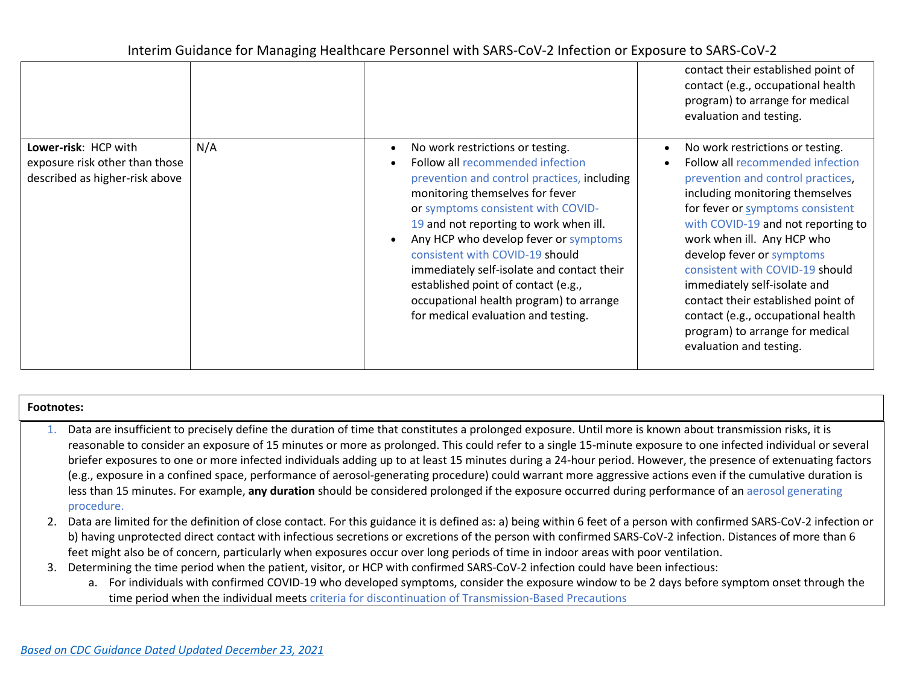| | | | |
|---|---|---|---|
| | | | contact their established point of contact (e.g., occupational health program) to arrange for medical evaluation and testing. |
| **Lower-risk**: HCP with exposure risk other than those described as higher-risk above | N/A | • No work restrictions or testing.<br>• Follow all recommended infection prevention and control practices, including monitoring themselves for fever or symptoms consistent with COVID-19 and not reporting to work when ill.<br>• Any HCP who develop fever or symptoms consistent with COVID-19 should immediately self-isolate and contact their established point of contact (e.g., occupational health program) to arrange for medical evaluation and testing. | • No work restrictions or testing.<br>• Follow all recommended infection prevention and control practices, including monitoring themselves for fever or symptoms consistent with COVID-19 and not reporting to work when ill. Any HCP who develop fever or symptoms consistent with COVID-19 should immediately self-isolate and contact their established point of contact (e.g., occupational health program) to arrange for medical evaluation and testing. |

**Footnotes:**

1. Data are insufficient to precisely define the duration of time that constitutes a prolonged exposure. Until more is known about transmission risks, it is reasonable to consider an exposure of 15 minutes or more as prolonged. This could refer to a single 15-minute exposure to one infected individual or several briefer exposures to one or more infected individuals adding up to at least 15 minutes during a 24-hour period. However, the presence of extenuating factors (e.g., exposure in a confined space, performance of aerosol-generating procedure) could warrant more aggressive actions even if the cumulative duration is less than 15 minutes. For example, **any duration** should be considered prolonged if the exposure occurred during performance of an aerosol generating procedure.
2. Data are limited for the definition of close contact. For this guidance it is defined as: a) being within 6 feet of a person with confirmed SARS-CoV-2 infection or b) having unprotected direct contact with infectious secretions or excretions of the person with confirmed SARS-CoV-2 infection. Distances of more than 6 feet might also be of concern, particularly when exposures occur over long periods of time in indoor areas with poor ventilation.
3. Determining the time period when the patient, visitor, or HCP with confirmed SARS-CoV-2 infection could have been infectious:
   a. For individuals with confirmed COVID-19 who developed symptoms, consider the exposure window to be 2 days before symptom onset through the time period when the individual meets criteria for discontinuation of Transmission-Based Precautions

*Based on CDC Guidance Dated Updated December 23, 2021*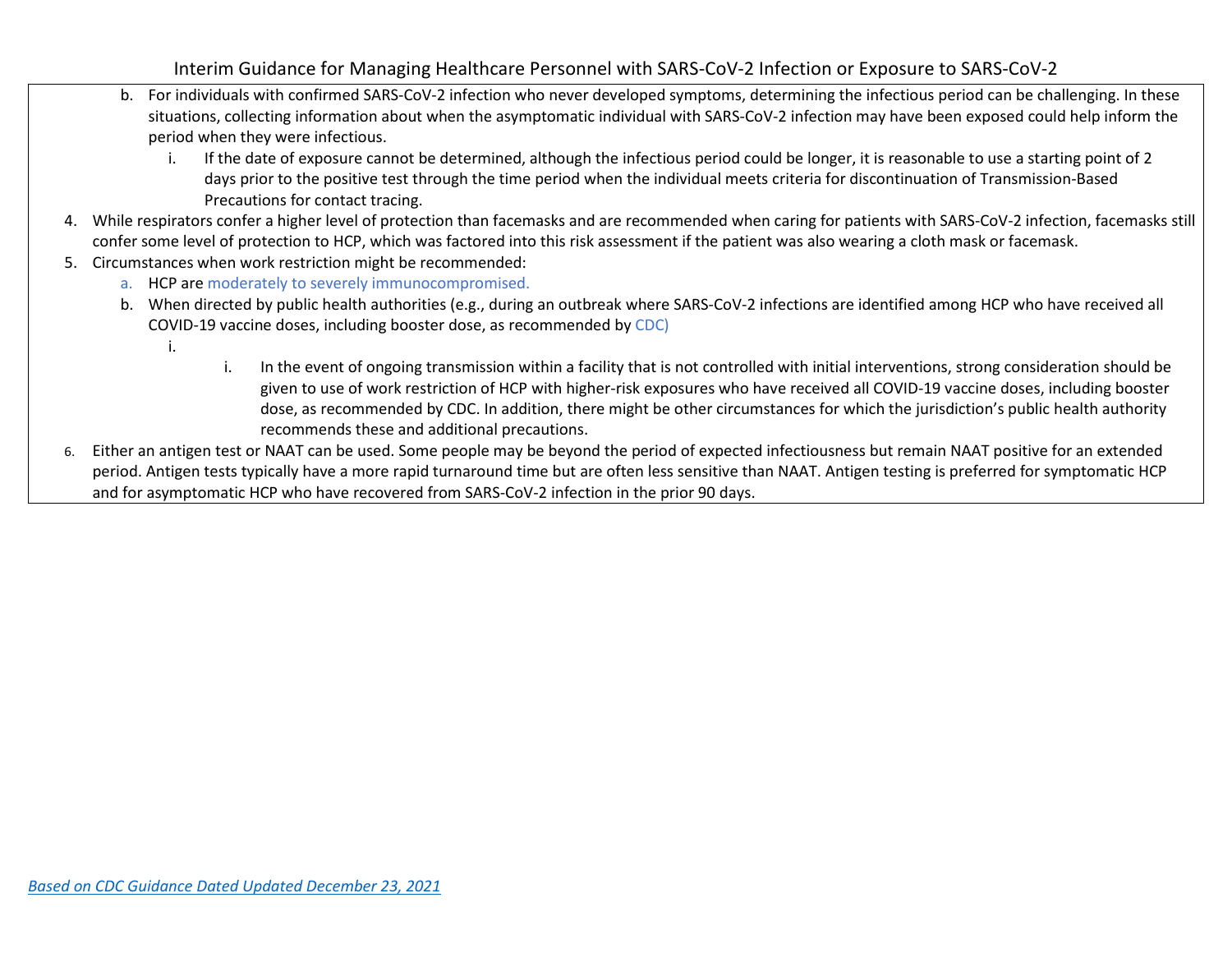b. For individuals with confirmed SARS-CoV-2 infection who never developed symptoms, determining the infectious period can be challenging. In these situations, collecting information about when the asymptomatic individual with SARS-CoV-2 infection may have been exposed could help inform the period when they were infectious.
      i. If the date of exposure cannot be determined, although the infectious period could be longer, it is reasonable to use a starting point of 2 days prior to the positive test through the time period when the individual meets criteria for discontinuation of Transmission-Based Precautions for contact tracing.

4. While respirators confer a higher level of protection than facemasks and are recommended when caring for patients with SARS-CoV-2 infection, facemasks still confer some level of protection to HCP, which was factored into this risk assessment if the patient was also wearing a cloth mask or facemask.
5. Circumstances when work restriction might be recommended:
   a. HCP are moderately to severely immunocompromised.
   b. When directed by public health authorities (e.g., during an outbreak where SARS-CoV-2 infections are identified among HCP who have received all COVID-19 vaccine doses, including booster dose, as recommended by CDC)
      i.
         i. In the event of ongoing transmission within a facility that is not controlled with initial interventions, strong consideration should be given to use of work restriction of HCP with higher-risk exposures who have received all COVID-19 vaccine doses, including booster dose, as recommended by CDC. In addition, there might be other circumstances for which the jurisdiction's public health authority recommends these and additional precautions.
6. Either an antigen test or NAAT can be used. Some people may be beyond the period of expected infectiousness but remain NAAT positive for an extended period. Antigen tests typically have a more rapid turnaround time but are often less sensitive than NAAT. Antigen testing is preferred for symptomatic HCP and for asymptomatic HCP who have recovered from SARS-CoV-2 infection in the prior 90 days.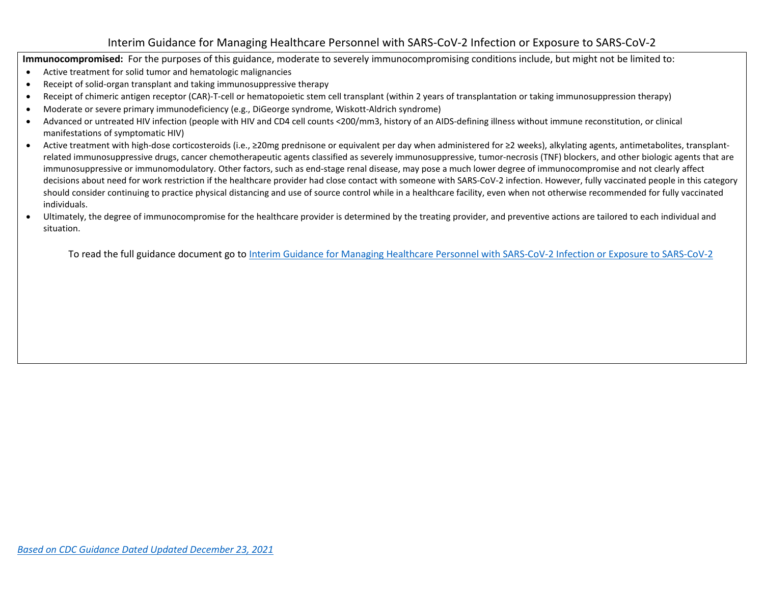**Immunocompromised:** For the purposes of this guidance, moderate to severely immunocompromising conditions include, but might not be limited to:

- Active treatment for solid tumor and hematologic malignancies
- Receipt of solid-organ transplant and taking immunosuppressive therapy
- Receipt of chimeric antigen receptor (CAR)-T-cell or hematopoietic stem cell transplant (within 2 years of transplantation or taking immunosuppression therapy)
- Moderate or severe primary immunodeficiency (e.g., DiGeorge syndrome, Wiskott-Aldrich syndrome)
- Advanced or untreated HIV infection (people with HIV and CD4 cell counts <200/mm3, history of an AIDS-defining illness without immune reconstitution, or clinical manifestations of symptomatic HIV)
- Active treatment with high-dose corticosteroids (i.e., ≥20mg prednisone or equivalent per day when administered for ≥2 weeks), alkylating agents, antimetabolites, transplant-related immunosuppressive drugs, cancer chemotherapeutic agents classified as severely immunosuppressive, tumor-necrosis (TNF) blockers, and other biologic agents that are immunosuppressive or immunomodulatory. Other factors, such as end-stage renal disease, may pose a much lower degree of immunocompromise and not clearly affect decisions about need for work restriction if the healthcare provider had close contact with someone with SARS-CoV-2 infection. However, fully vaccinated people in this category should consider continuing to practice physical distancing and use of source control while in a healthcare facility, even when not otherwise recommended for fully vaccinated individuals.
- Ultimately, the degree of immunocompromise for the healthcare provider is determined by the treating provider, and preventive actions are tailored to each individual and situation.

To read the full guidance document go to [Interim Guidance for Managing Healthcare Personnel with SARS-CoV-2 Infection or Exposure to SARS-CoV-2]

*Based on CDC Guidance Dated Updated December 23, 2021*